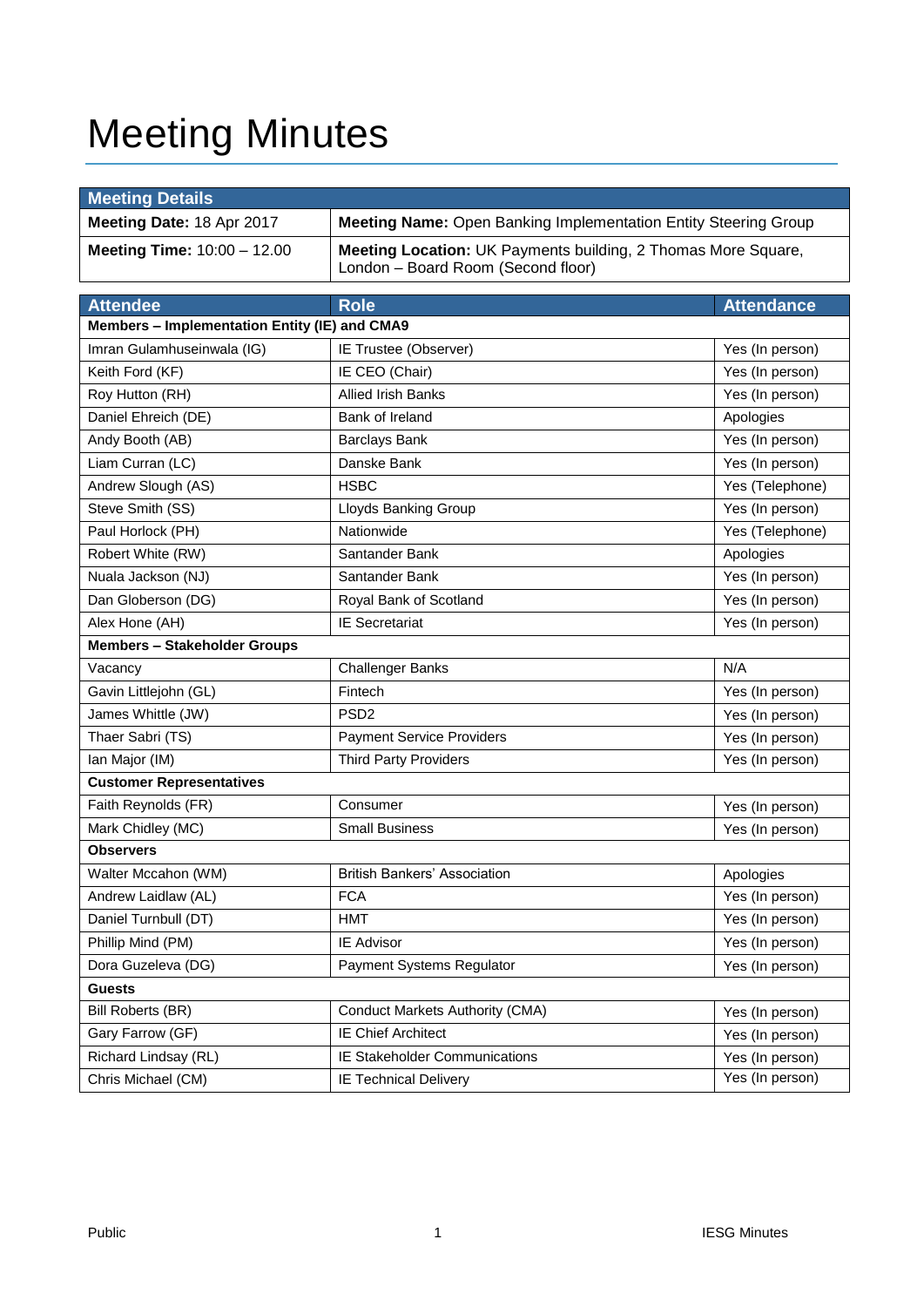# Meeting Minutes

| Meeting Details | |
|---|---|
| **Meeting Date:** 18 Apr 2017 | **Meeting Name:** Open Banking Implementation Entity Steering Group |
| **Meeting Time:** 10:00 – 12.00 | **Meeting Location:** UK Payments building, 2 Thomas More Square, London – Board Room (Second floor) |

| Attendee | Role | Attendance |
|---|---|---|
| **Members – Implementation Entity (IE) and CMA9** | | |
| Imran Gulamhuseinwala (IG) | IE Trustee (Observer) | Yes (In person) |
| Keith Ford (KF) | IE CEO (Chair) | Yes (In person) |
| Roy Hutton (RH) | Allied Irish Banks | Yes (In person) |
| Daniel Ehreich (DE) | Bank of Ireland | Apologies |
| Andy Booth (AB) | Barclays Bank | Yes (In person) |
| Liam Curran (LC) | Danske Bank | Yes (In person) |
| Andrew Slough (AS) | HSBC | Yes (Telephone) |
| Steve Smith (SS) | Lloyds Banking Group | Yes (In person) |
| Paul Horlock (PH) | Nationwide | Yes (Telephone) |
| Robert White (RW) | Santander Bank | Apologies |
| Nuala Jackson (NJ) | Santander Bank | Yes (In person) |
| Dan Globerson (DG) | Royal Bank of Scotland | Yes (In person) |
| Alex Hone (AH) | IE Secretariat | Yes (In person) |
| **Members – Stakeholder Groups** | | |
| Vacancy | Challenger Banks | N/A |
| Gavin Littlejohn (GL) | Fintech | Yes (In person) |
| James Whittle (JW) | PSD2 | Yes (In person) |
| Thaer Sabri (TS) | Payment Service Providers | Yes (In person) |
| Ian Major (IM) | Third Party Providers | Yes (In person) |
| **Customer Representatives** | | |
| Faith Reynolds (FR) | Consumer | Yes (In person) |
| Mark Chidley (MC) | Small Business | Yes (In person) |
| **Observers** | | |
| Walter Mccahon (WM) | British Bankers' Association | Apologies |
| Andrew Laidlaw (AL) | FCA | Yes (In person) |
| Daniel Turnbull (DT) | HMT | Yes (In person) |
| Phillip Mind (PM) | IE Advisor | Yes (In person) |
| Dora Guzeleva (DG) | Payment Systems Regulator | Yes (In person) |
| **Guests** | | |
| Bill Roberts (BR) | Conduct Markets Authority (CMA) | Yes (In person) |
| Gary Farrow (GF) | IE Chief Architect | Yes (In person) |
| Richard Lindsay (RL) | IE Stakeholder Communications | Yes (In person) |
| Chris Michael (CM) | IE Technical Delivery | Yes (In person) |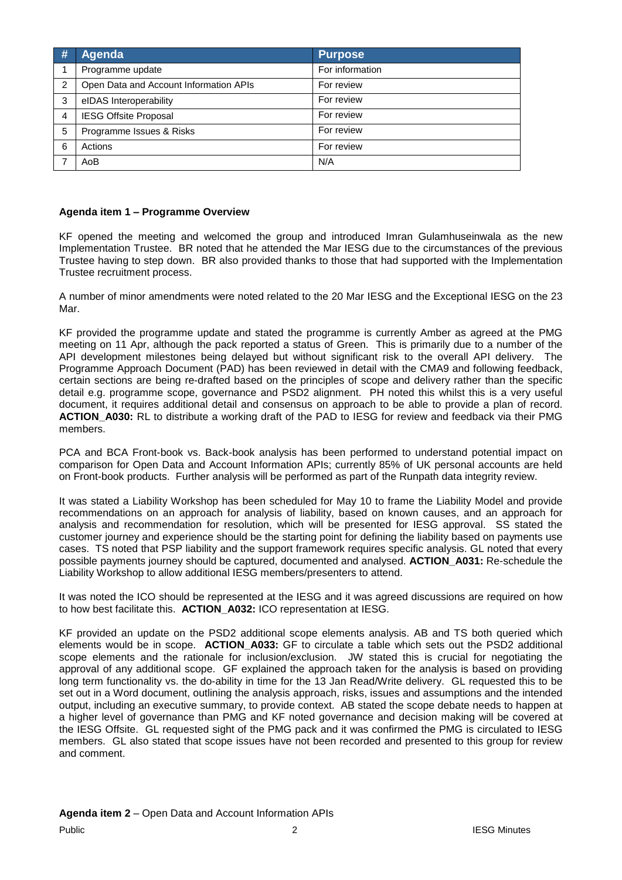| # | Agenda | Purpose |
|---|---|---|
| 1 | Programme update | For information |
| 2 | Open Data and Account Information APIs | For review |
| 3 | eIDAS Interoperability | For review |
| 4 | IESG Offsite Proposal | For review |
| 5 | Programme Issues & Risks | For review |
| 6 | Actions | For review |
| 7 | AoB | N/A |

**Agenda item 1 – Programme Overview**

KF opened the meeting and welcomed the group and introduced Imran Gulamhuseinwala as the new Implementation Trustee. BR noted that he attended the Mar IESG due to the circumstances of the previous Trustee having to step down. BR also provided thanks to those that had supported with the Implementation Trustee recruitment process.

A number of minor amendments were noted related to the 20 Mar IESG and the Exceptional IESG on the 23 Mar.

KF provided the programme update and stated the programme is currently Amber as agreed at the PMG meeting on 11 Apr, although the pack reported a status of Green. This is primarily due to a number of the API development milestones being delayed but without significant risk to the overall API delivery. The Programme Approach Document (PAD) has been reviewed in detail with the CMA9 and following feedback, certain sections are being re-drafted based on the principles of scope and delivery rather than the specific detail e.g. programme scope, governance and PSD2 alignment. PH noted this whilst this is a very useful document, it requires additional detail and consensus on approach to be able to provide a plan of record. **ACTION_A030:** RL to distribute a working draft of the PAD to IESG for review and feedback via their PMG members.

PCA and BCA Front-book vs. Back-book analysis has been performed to understand potential impact on comparison for Open Data and Account Information APIs; currently 85% of UK personal accounts are held on Front-book products. Further analysis will be performed as part of the Runpath data integrity review.

It was stated a Liability Workshop has been scheduled for May 10 to frame the Liability Model and provide recommendations on an approach for analysis of liability, based on known causes, and an approach for analysis and recommendation for resolution, which will be presented for IESG approval. SS stated the customer journey and experience should be the starting point for defining the liability based on payments use cases. TS noted that PSP liability and the support framework requires specific analysis. GL noted that every possible payments journey should be captured, documented and analysed. **ACTION_A031:** Re-schedule the Liability Workshop to allow additional IESG members/presenters to attend.

It was noted the ICO should be represented at the IESG and it was agreed discussions are required on how to how best facilitate this. **ACTION_A032:** ICO representation at IESG.

KF provided an update on the PSD2 additional scope elements analysis. AB and TS both queried which elements would be in scope. **ACTION_A033:** GF to circulate a table which sets out the PSD2 additional scope elements and the rationale for inclusion/exclusion. JW stated this is crucial for negotiating the approval of any additional scope. GF explained the approach taken for the analysis is based on providing long term functionality vs. the do-ability in time for the 13 Jan Read/Write delivery. GL requested this to be set out in a Word document, outlining the analysis approach, risks, issues and assumptions and the intended output, including an executive summary, to provide context. AB stated the scope debate needs to happen at a higher level of governance than PMG and KF noted governance and decision making will be covered at the IESG Offsite. GL requested sight of the PMG pack and it was confirmed the PMG is circulated to IESG members. GL also stated that scope issues have not been recorded and presented to this group for review and comment.

**Agenda item 2** – Open Data and Account Information APIs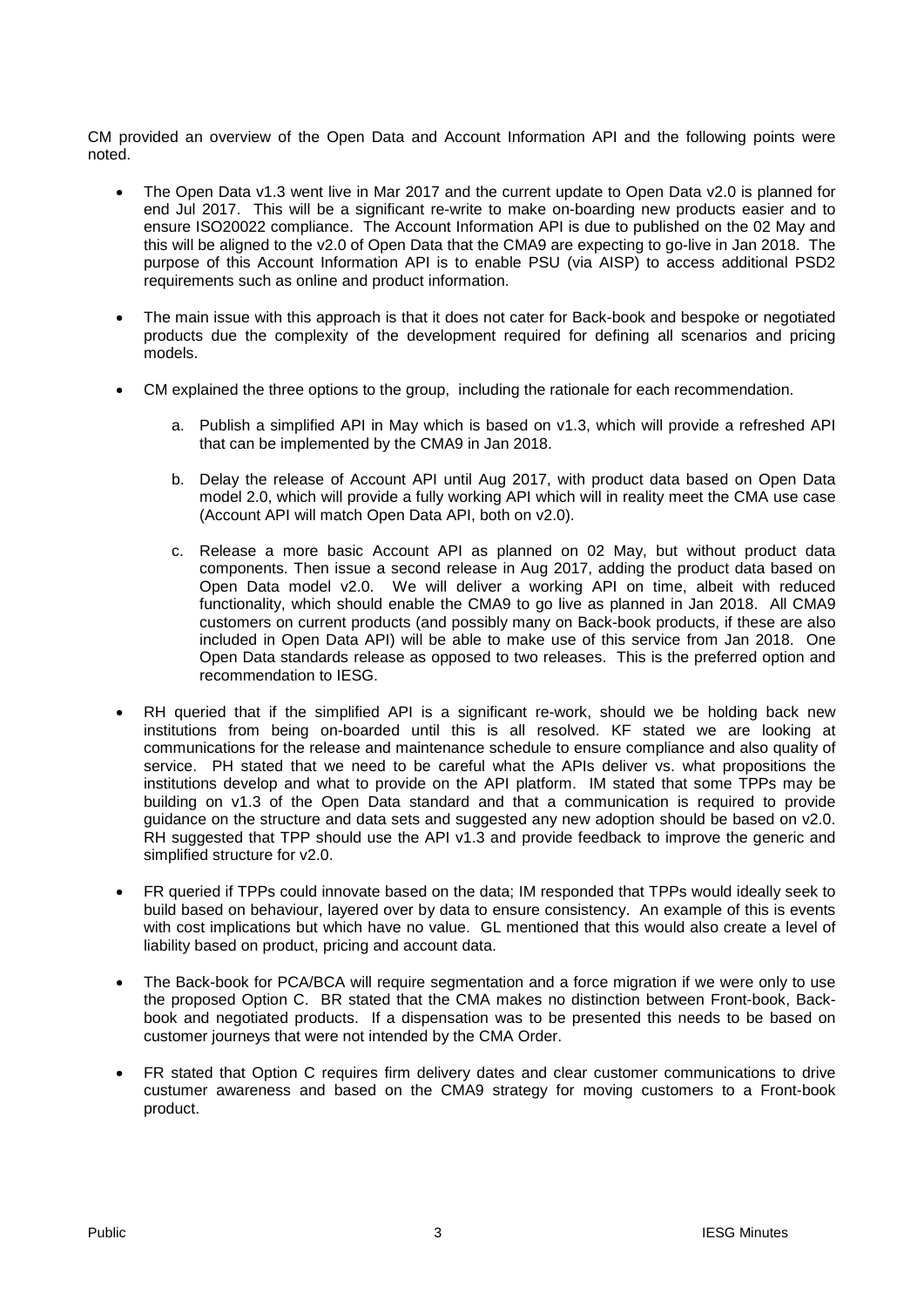CM provided an overview of the Open Data and Account Information API and the following points were noted.

- The Open Data v1.3 went live in Mar 2017 and the current update to Open Data v2.0 is planned for end Jul 2017. This will be a significant re-write to make on-boarding new products easier and to ensure ISO20022 compliance. The Account Information API is due to published on the 02 May and this will be aligned to the v2.0 of Open Data that the CMA9 are expecting to go-live in Jan 2018. The purpose of this Account Information API is to enable PSU (via AISP) to access additional PSD2 requirements such as online and product information.

- The main issue with this approach is that it does not cater for Back-book and bespoke or negotiated products due the complexity of the development required for defining all scenarios and pricing models.

- CM explained the three options to the group, including the rationale for each recommendation.

    a. Publish a simplified API in May which is based on v1.3, which will provide a refreshed API that can be implemented by the CMA9 in Jan 2018.

    b. Delay the release of Account API until Aug 2017, with product data based on Open Data model 2.0, which will provide a fully working API which will in reality meet the CMA use case (Account API will match Open Data API, both on v2.0).

    c. Release a more basic Account API as planned on 02 May, but without product data components. Then issue a second release in Aug 2017, adding the product data based on Open Data model v2.0. We will deliver a working API on time, albeit with reduced functionality, which should enable the CMA9 to go live as planned in Jan 2018. All CMA9 customers on current products (and possibly many on Back-book products, if these are also included in Open Data API) will be able to make use of this service from Jan 2018. One Open Data standards release as opposed to two releases. This is the preferred option and recommendation to IESG.

- RH queried that if the simplified API is a significant re-work, should we be holding back new institutions from being on-boarded until this is all resolved. KF stated we are looking at communications for the release and maintenance schedule to ensure compliance and also quality of service. PH stated that we need to be careful what the APIs deliver vs. what propositions the institutions develop and what to provide on the API platform. IM stated that some TPPs may be building on v1.3 of the Open Data standard and that a communication is required to provide guidance on the structure and data sets and suggested any new adoption should be based on v2.0. RH suggested that TPP should use the API v1.3 and provide feedback to improve the generic and simplified structure for v2.0.

- FR queried if TPPs could innovate based on the data; IM responded that TPPs would ideally seek to build based on behaviour, layered over by data to ensure consistency. An example of this is events with cost implications but which have no value. GL mentioned that this would also create a level of liability based on product, pricing and account data.

- The Back-book for PCA/BCA will require segmentation and a force migration if we were only to use the proposed Option C. BR stated that the CMA makes no distinction between Front-book, Back-book and negotiated products. If a dispensation was to be presented this needs to be based on customer journeys that were not intended by the CMA Order.

- FR stated that Option C requires firm delivery dates and clear customer communications to drive custumer awareness and based on the CMA9 strategy for moving customers to a Front-book product.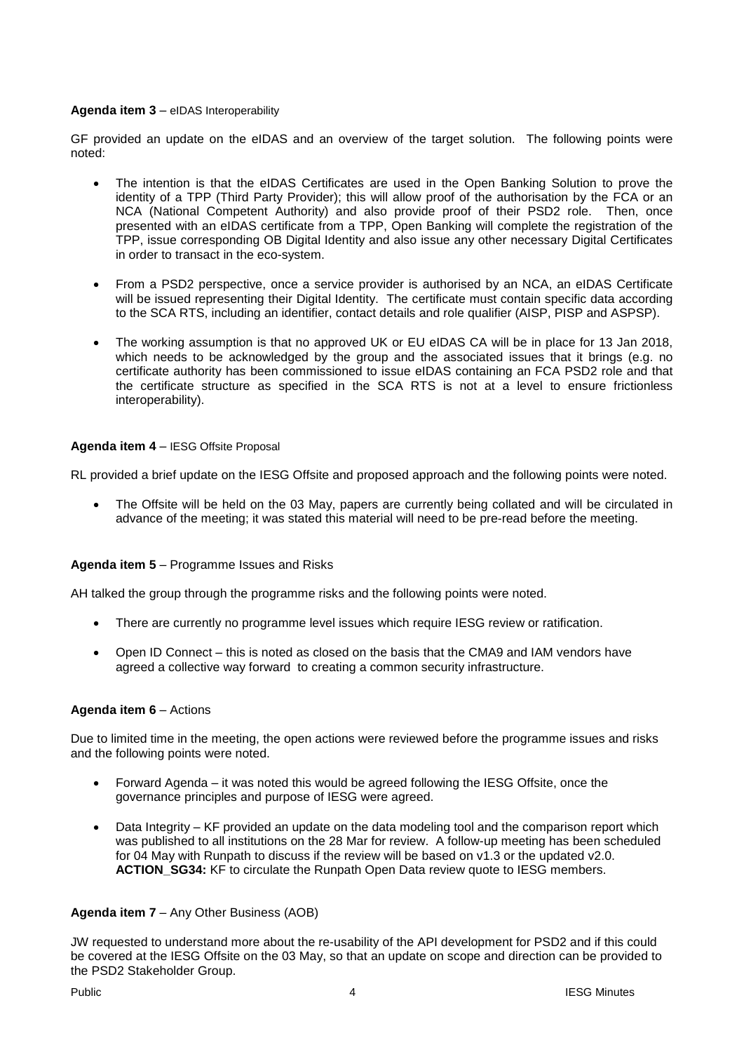**Agenda item 3** – eIDAS Interoperability

GF provided an update on the eIDAS and an overview of the target solution. The following points were noted:

- The intention is that the eIDAS Certificates are used in the Open Banking Solution to prove the identity of a TPP (Third Party Provider); this will allow proof of the authorisation by the FCA or an NCA (National Competent Authority) and also provide proof of their PSD2 role. Then, once presented with an eIDAS certificate from a TPP, Open Banking will complete the registration of the TPP, issue corresponding OB Digital Identity and also issue any other necessary Digital Certificates in order to transact in the eco-system.

- From a PSD2 perspective, once a service provider is authorised by an NCA, an eIDAS Certificate will be issued representing their Digital Identity. The certificate must contain specific data according to the SCA RTS, including an identifier, contact details and role qualifier (AISP, PISP and ASPSP).

- The working assumption is that no approved UK or EU eIDAS CA will be in place for 13 Jan 2018, which needs to be acknowledged by the group and the associated issues that it brings (e.g. no certificate authority has been commissioned to issue eIDAS containing an FCA PSD2 role and that the certificate structure as specified in the SCA RTS is not at a level to ensure frictionless interoperability).

**Agenda item 4** – IESG Offsite Proposal

RL provided a brief update on the IESG Offsite and proposed approach and the following points were noted.

- The Offsite will be held on the 03 May, papers are currently being collated and will be circulated in advance of the meeting; it was stated this material will need to be pre-read before the meeting.

**Agenda item 5** – Programme Issues and Risks

AH talked the group through the programme risks and the following points were noted.

- There are currently no programme level issues which require IESG review or ratification.

- Open ID Connect – this is noted as closed on the basis that the CMA9 and IAM vendors have agreed a collective way forward to creating a common security infrastructure.

**Agenda item 6** – Actions

Due to limited time in the meeting, the open actions were reviewed before the programme issues and risks and the following points were noted.

- Forward Agenda – it was noted this would be agreed following the IESG Offsite, once the governance principles and purpose of IESG were agreed.

- Data Integrity – KF provided an update on the data modeling tool and the comparison report which was published to all institutions on the 28 Mar for review. A follow-up meeting has been scheduled for 04 May with Runpath to discuss if the review will be based on v1.3 or the updated v2.0. **ACTION_SG34:** KF to circulate the Runpath Open Data review quote to IESG members.

**Agenda item 7** – Any Other Business (AOB)

JW requested to understand more about the re-usability of the API development for PSD2 and if this could be covered at the IESG Offsite on the 03 May, so that an update on scope and direction can be provided to the PSD2 Stakeholder Group.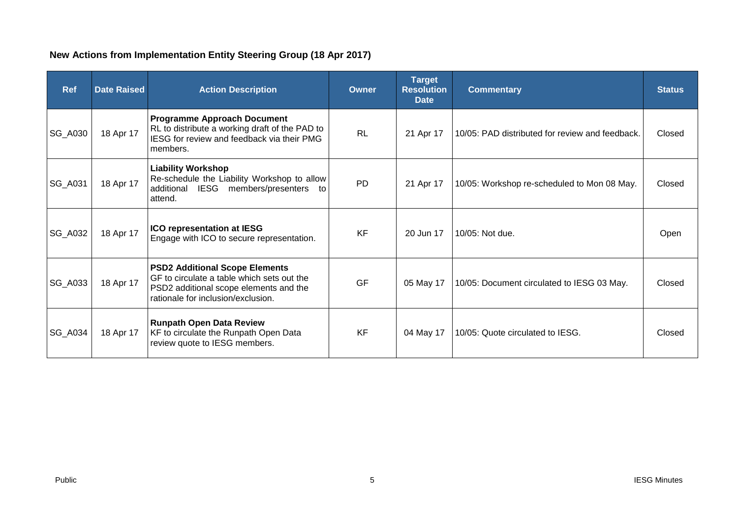### New Actions from Implementation Entity Steering Group (18 Apr 2017)

| Ref | Date Raised | Action Description | Owner | Target Resolution Date | Commentary | Status |
|---|---|---|---|---|---|---|
| SG_A030 | 18 Apr 17 | **Programme Approach Document** RL to distribute a working draft of the PAD to IESG for review and feedback via their PMG members. | RL | 21 Apr 17 | 10/05: PAD distributed for review and feedback. | Closed |
| SG_A031 | 18 Apr 17 | **Liability Workshop** Re-schedule the Liability Workshop to allow additional IESG members/presenters to attend. | PD | 21 Apr 17 | 10/05: Workshop re-scheduled to Mon 08 May. | Closed |
| SG_A032 | 18 Apr 17 | **ICO representation at IESG** Engage with ICO to secure representation. | KF | 20 Jun 17 | 10/05: Not due. | Open |
| SG_A033 | 18 Apr 17 | **PSD2 Additional Scope Elements** GF to circulate a table which sets out the PSD2 additional scope elements and the rationale for inclusion/exclusion. | GF | 05 May 17 | 10/05: Document circulated to IESG 03 May. | Closed |
| SG_A034 | 18 Apr 17 | **Runpath Open Data Review** KF to circulate the Runpath Open Data review quote to IESG members. | KF | 04 May 17 | 10/05: Quote circulated to IESG. | Closed |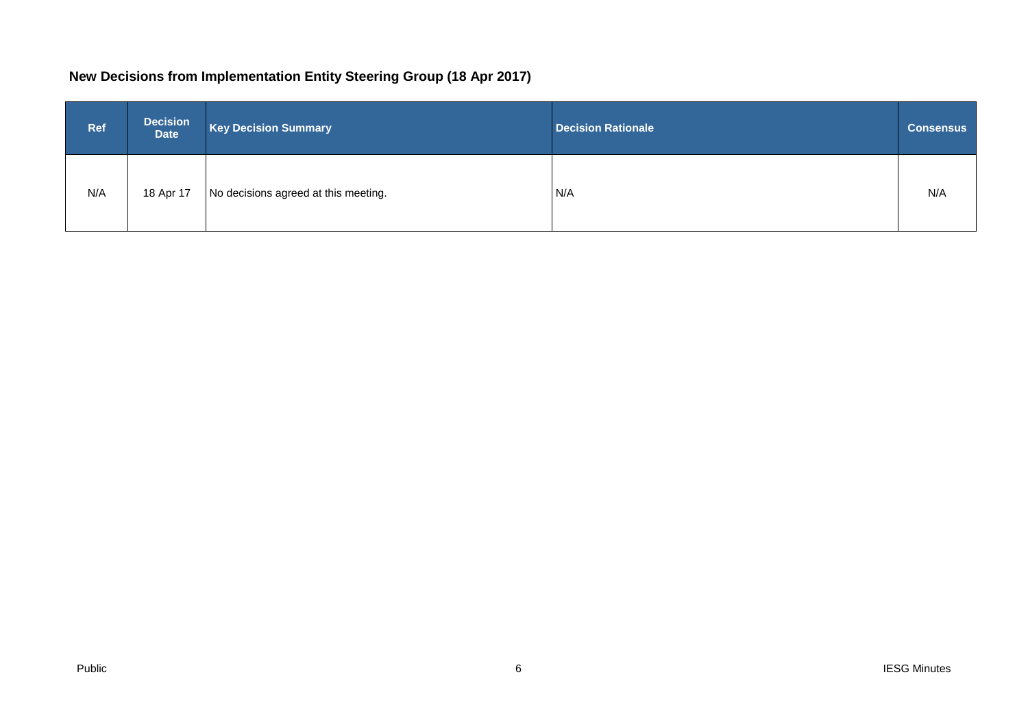## New Decisions from Implementation Entity Steering Group (18 Apr 2017)

| Ref | Decision Date | Key Decision Summary | Decision Rationale | Consensus |
|---|---|---|---|---|
| N/A | 18 Apr 17 | No decisions agreed at this meeting. | N/A | N/A |